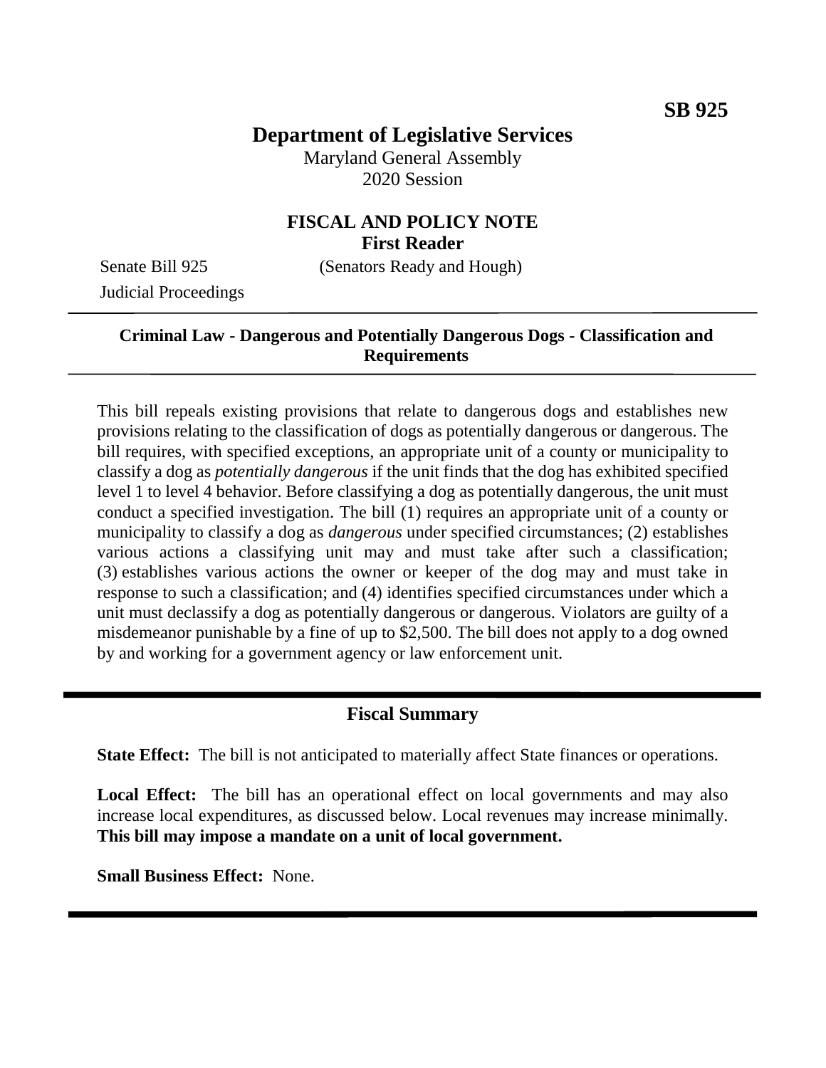**SB 925**

# Department of Legislative Services

Maryland General Assembly
2020 Session

## FISCAL AND POLICY NOTE
**First Reader**

Senate Bill 925 (Senators Ready and Hough)
Judicial Proceedings

---

**Criminal Law - Dangerous and Potentially Dangerous Dogs - Classification and Requirements**

---

This bill repeals existing provisions that relate to dangerous dogs and establishes new provisions relating to the classification of dogs as potentially dangerous or dangerous. The bill requires, with specified exceptions, an appropriate unit of a county or municipality to classify a dog as *potentially dangerous* if the unit finds that the dog has exhibited specified level 1 to level 4 behavior. Before classifying a dog as potentially dangerous, the unit must conduct a specified investigation. The bill (1) requires an appropriate unit of a county or municipality to classify a dog as *dangerous* under specified circumstances; (2) establishes various actions a classifying unit may and must take after such a classification; (3) establishes various actions the owner or keeper of the dog may and must take in response to such a classification; and (4) identifies specified circumstances under which a unit must declassify a dog as potentially dangerous or dangerous. Violators are guilty of a misdemeanor punishable by a fine of up to $2,500. The bill does not apply to a dog owned by and working for a government agency or law enforcement unit.

---

## Fiscal Summary

**State Effect:** The bill is not anticipated to materially affect State finances or operations.

**Local Effect:** The bill has an operational effect on local governments and may also increase local expenditures, as discussed below. Local revenues may increase minimally. **This bill may impose a mandate on a unit of local government.**

**Small Business Effect:** None.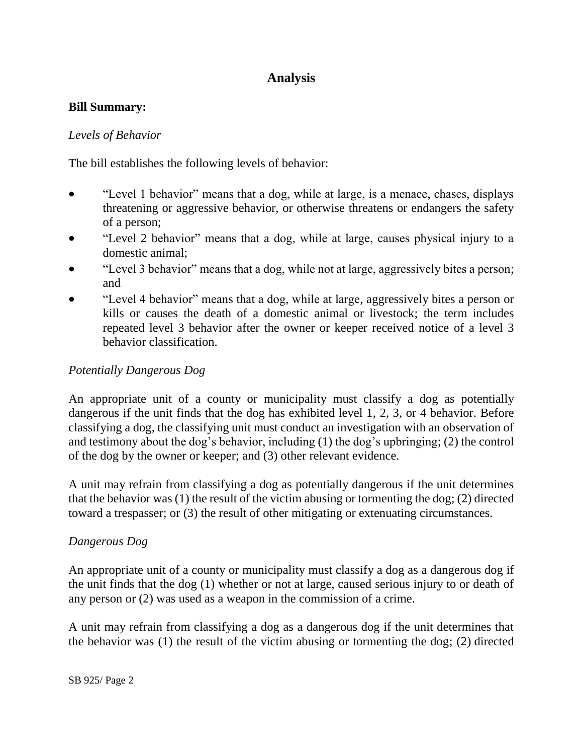## Analysis

**Bill Summary:**

*Levels of Behavior*

The bill establishes the following levels of behavior:

- "Level 1 behavior" means that a dog, while at large, is a menace, chases, displays threatening or aggressive behavior, or otherwise threatens or endangers the safety of a person;
- "Level 2 behavior" means that a dog, while at large, causes physical injury to a domestic animal;
- "Level 3 behavior" means that a dog, while not at large, aggressively bites a person; and
- "Level 4 behavior" means that a dog, while at large, aggressively bites a person or kills or causes the death of a domestic animal or livestock; the term includes repeated level 3 behavior after the owner or keeper received notice of a level 3 behavior classification.

*Potentially Dangerous Dog*

An appropriate unit of a county or municipality must classify a dog as potentially dangerous if the unit finds that the dog has exhibited level 1, 2, 3, or 4 behavior. Before classifying a dog, the classifying unit must conduct an investigation with an observation of and testimony about the dog's behavior, including (1) the dog's upbringing; (2) the control of the dog by the owner or keeper; and (3) other relevant evidence.

A unit may refrain from classifying a dog as potentially dangerous if the unit determines that the behavior was (1) the result of the victim abusing or tormenting the dog; (2) directed toward a trespasser; or (3) the result of other mitigating or extenuating circumstances.

*Dangerous Dog*

An appropriate unit of a county or municipality must classify a dog as a dangerous dog if the unit finds that the dog (1) whether or not at large, caused serious injury to or death of any person or (2) was used as a weapon in the commission of a crime.

A unit may refrain from classifying a dog as a dangerous dog if the unit determines that the behavior was (1) the result of the victim abusing or tormenting the dog; (2) directed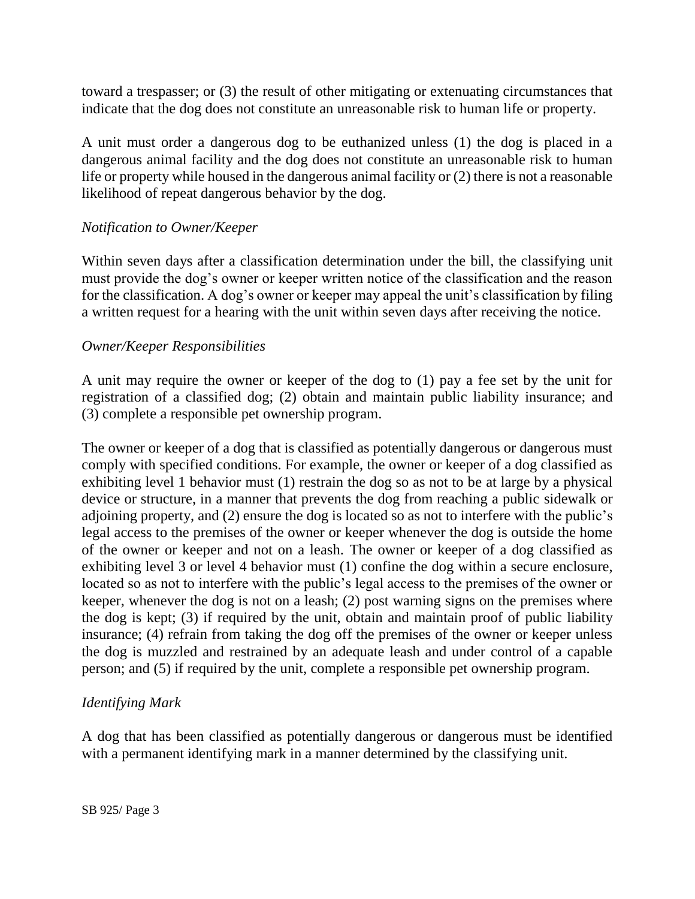toward a trespasser; or (3) the result of other mitigating or extenuating circumstances that indicate that the dog does not constitute an unreasonable risk to human life or property.

A unit must order a dangerous dog to be euthanized unless (1) the dog is placed in a dangerous animal facility and the dog does not constitute an unreasonable risk to human life or property while housed in the dangerous animal facility or (2) there is not a reasonable likelihood of repeat dangerous behavior by the dog.

*Notification to Owner/Keeper*

Within seven days after a classification determination under the bill, the classifying unit must provide the dog's owner or keeper written notice of the classification and the reason for the classification. A dog's owner or keeper may appeal the unit's classification by filing a written request for a hearing with the unit within seven days after receiving the notice.

*Owner/Keeper Responsibilities*

A unit may require the owner or keeper of the dog to (1) pay a fee set by the unit for registration of a classified dog; (2) obtain and maintain public liability insurance; and (3) complete a responsible pet ownership program.

The owner or keeper of a dog that is classified as potentially dangerous or dangerous must comply with specified conditions. For example, the owner or keeper of a dog classified as exhibiting level 1 behavior must (1) restrain the dog so as not to be at large by a physical device or structure, in a manner that prevents the dog from reaching a public sidewalk or adjoining property, and (2) ensure the dog is located so as not to interfere with the public's legal access to the premises of the owner or keeper whenever the dog is outside the home of the owner or keeper and not on a leash. The owner or keeper of a dog classified as exhibiting level 3 or level 4 behavior must (1) confine the dog within a secure enclosure, located so as not to interfere with the public's legal access to the premises of the owner or keeper, whenever the dog is not on a leash; (2) post warning signs on the premises where the dog is kept; (3) if required by the unit, obtain and maintain proof of public liability insurance; (4) refrain from taking the dog off the premises of the owner or keeper unless the dog is muzzled and restrained by an adequate leash and under control of a capable person; and (5) if required by the unit, complete a responsible pet ownership program.

*Identifying Mark*

A dog that has been classified as potentially dangerous or dangerous must be identified with a permanent identifying mark in a manner determined by the classifying unit.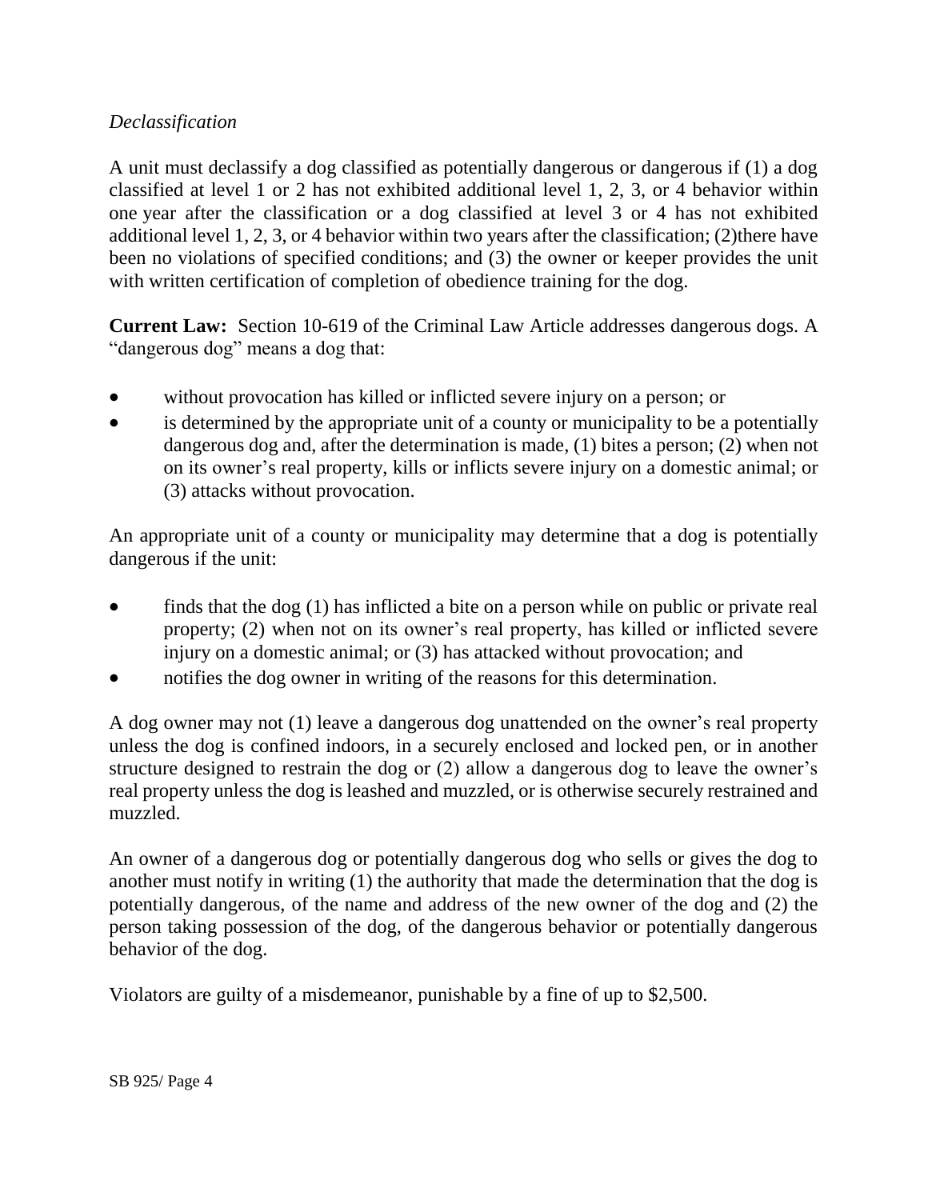*Declassification*

A unit must declassify a dog classified as potentially dangerous or dangerous if (1) a dog classified at level 1 or 2 has not exhibited additional level 1, 2, 3, or 4 behavior within one year after the classification or a dog classified at level 3 or 4 has not exhibited additional level 1, 2, 3, or 4 behavior within two years after the classification; (2)there have been no violations of specified conditions; and (3) the owner or keeper provides the unit with written certification of completion of obedience training for the dog.

**Current Law:** Section 10-619 of the Criminal Law Article addresses dangerous dogs. A "dangerous dog" means a dog that:

- without provocation has killed or inflicted severe injury on a person; or
- is determined by the appropriate unit of a county or municipality to be a potentially dangerous dog and, after the determination is made, (1) bites a person; (2) when not on its owner's real property, kills or inflicts severe injury on a domestic animal; or (3) attacks without provocation.

An appropriate unit of a county or municipality may determine that a dog is potentially dangerous if the unit:

- finds that the dog (1) has inflicted a bite on a person while on public or private real property; (2) when not on its owner's real property, has killed or inflicted severe injury on a domestic animal; or (3) has attacked without provocation; and
- notifies the dog owner in writing of the reasons for this determination.

A dog owner may not (1) leave a dangerous dog unattended on the owner's real property unless the dog is confined indoors, in a securely enclosed and locked pen, or in another structure designed to restrain the dog or (2) allow a dangerous dog to leave the owner's real property unless the dog is leashed and muzzled, or is otherwise securely restrained and muzzled.

An owner of a dangerous dog or potentially dangerous dog who sells or gives the dog to another must notify in writing (1) the authority that made the determination that the dog is potentially dangerous, of the name and address of the new owner of the dog and (2) the person taking possession of the dog, of the dangerous behavior or potentially dangerous behavior of the dog.

Violators are guilty of a misdemeanor, punishable by a fine of up to $2,500.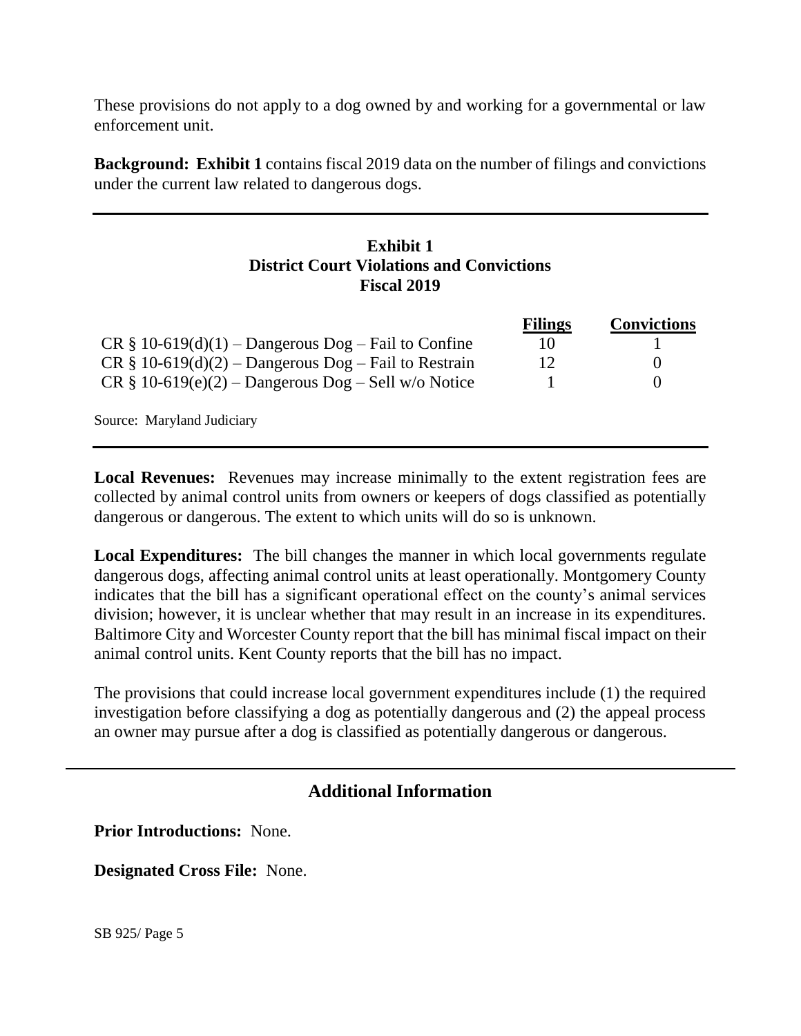These provisions do not apply to a dog owned by and working for a governmental or law enforcement unit.

**Background: Exhibit 1** contains fiscal 2019 data on the number of filings and convictions under the current law related to dangerous dogs.

**Exhibit 1**
**District Court Violations and Convictions**
**Fiscal 2019**

| | Filings | Convictions |
|---|---|---|
| CR § 10-619(d)(1) – Dangerous Dog – Fail to Confine | 10 | 1 |
| CR § 10-619(d)(2) – Dangerous Dog – Fail to Restrain | 12 | 0 |
| CR § 10-619(e)(2) – Dangerous Dog – Sell w/o Notice | 1 | 0 |

Source: Maryland Judiciary

**Local Revenues:** Revenues may increase minimally to the extent registration fees are collected by animal control units from owners or keepers of dogs classified as potentially dangerous or dangerous. The extent to which units will do so is unknown.

**Local Expenditures:** The bill changes the manner in which local governments regulate dangerous dogs, affecting animal control units at least operationally. Montgomery County indicates that the bill has a significant operational effect on the county's animal services division; however, it is unclear whether that may result in an increase in its expenditures. Baltimore City and Worcester County report that the bill has minimal fiscal impact on their animal control units. Kent County reports that the bill has no impact.

The provisions that could increase local government expenditures include (1) the required investigation before classifying a dog as potentially dangerous and (2) the appeal process an owner may pursue after a dog is classified as potentially dangerous or dangerous.

## Additional Information

**Prior Introductions:** None.

**Designated Cross File:** None.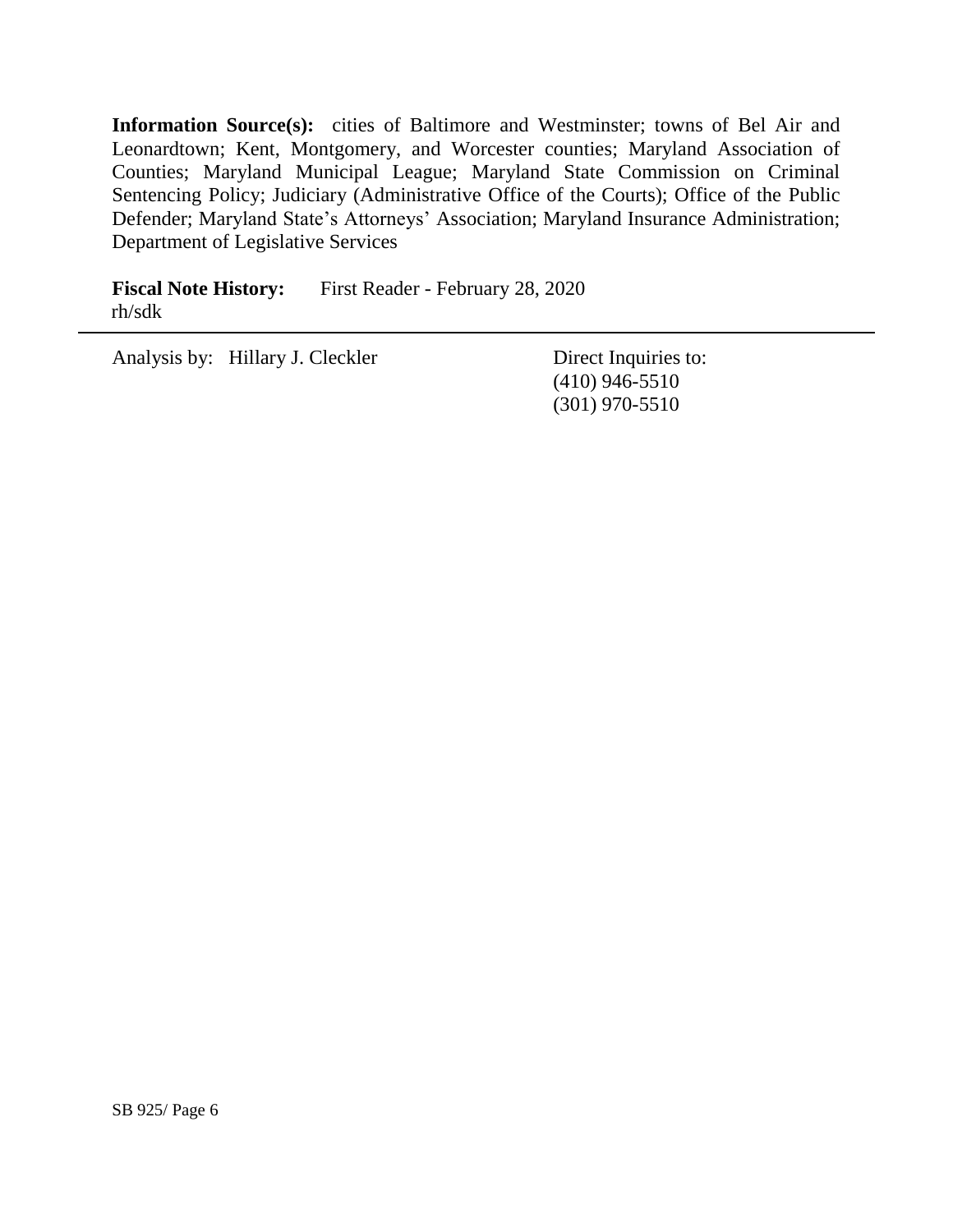**Information Source(s):** cities of Baltimore and Westminster; towns of Bel Air and Leonardtown; Kent, Montgomery, and Worcester counties; Maryland Association of Counties; Maryland Municipal League; Maryland State Commission on Criminal Sentencing Policy; Judiciary (Administrative Office of the Courts); Office of the Public Defender; Maryland State's Attorneys' Association; Maryland Insurance Administration; Department of Legislative Services

**Fiscal Note History:** First Reader - February 28, 2020
rh/sdk

---

Analysis by: Hillary J. Cleckler

Direct Inquiries to:
(410) 946-5510
(301) 970-5510